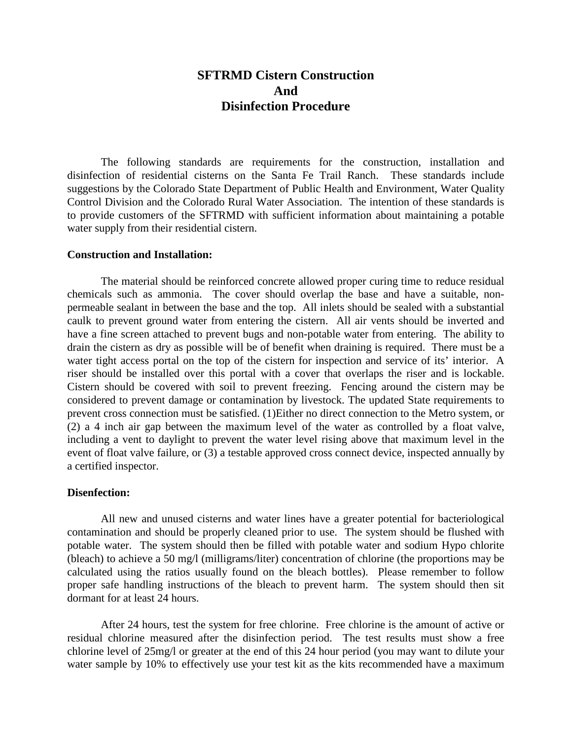# SFTRMD Cistern Construction And Disinfection Procedure

The following standards are requirements for the construction, installation and disinfection of residential cisterns on the Santa Fe Trail Ranch. These standards include suggestions by the Colorado State Department of Public Health and Environment, Water Quality Control Division and the Colorado Rural Water Association. The intention of these standards is to provide customers of the SFTRMD with sufficient information about maintaining a potable water supply from their residential cistern.

**Construction and Installation:**

The material should be reinforced concrete allowed proper curing time to reduce residual chemicals such as ammonia. The cover should overlap the base and have a suitable, non-permeable sealant in between the base and the top. All inlets should be sealed with a substantial caulk to prevent ground water from entering the cistern. All air vents should be inverted and have a fine screen attached to prevent bugs and non-potable water from entering. The ability to drain the cistern as dry as possible will be of benefit when draining is required. There must be a water tight access portal on the top of the cistern for inspection and service of its' interior. A riser should be installed over this portal with a cover that overlaps the riser and is lockable. Cistern should be covered with soil to prevent freezing. Fencing around the cistern may be considered to prevent damage or contamination by livestock. The updated State requirements to prevent cross connection must be satisfied. (1)Either no direct connection to the Metro system, or (2) a 4 inch air gap between the maximum level of the water as controlled by a float valve, including a vent to daylight to prevent the water level rising above that maximum level in the event of float valve failure, or (3) a testable approved cross connect device, inspected annually by a certified inspector.

**Disenfection:**

All new and unused cisterns and water lines have a greater potential for bacteriological contamination and should be properly cleaned prior to use. The system should be flushed with potable water. The system should then be filled with potable water and sodium Hypo chlorite (bleach) to achieve a 50 mg/l (milligrams/liter) concentration of chlorine (the proportions may be calculated using the ratios usually found on the bleach bottles). Please remember to follow proper safe handling instructions of the bleach to prevent harm. The system should then sit dormant for at least 24 hours.

After 24 hours, test the system for free chlorine. Free chlorine is the amount of active or residual chlorine measured after the disinfection period. The test results must show a free chlorine level of 25mg/l or greater at the end of this 24 hour period (you may want to dilute your water sample by 10% to effectively use your test kit as the kits recommended have a maximum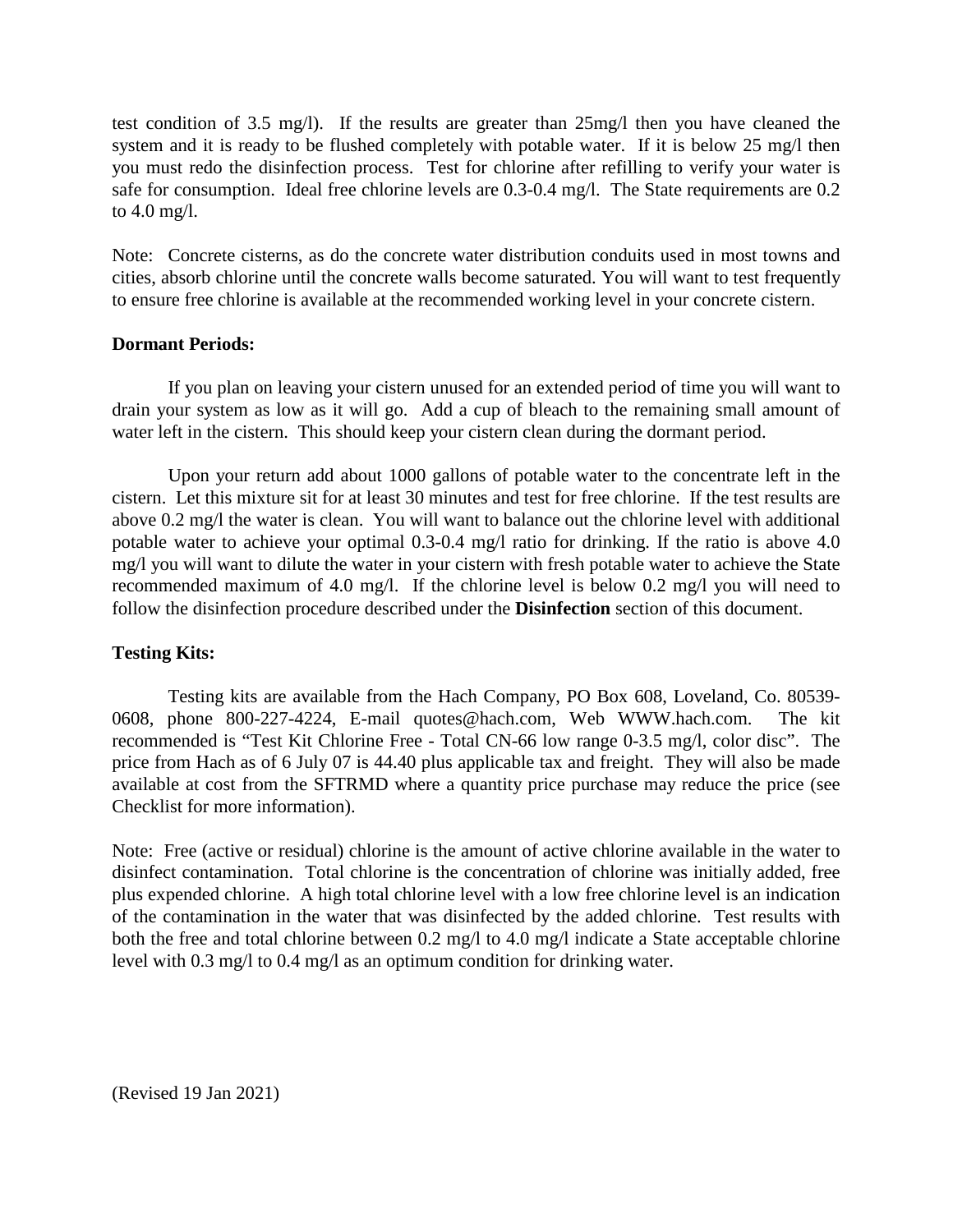test condition of 3.5 mg/l). If the results are greater than 25mg/l then you have cleaned the system and it is ready to be flushed completely with potable water. If it is below 25 mg/l then you must redo the disinfection process. Test for chlorine after refilling to verify your water is safe for consumption. Ideal free chlorine levels are 0.3-0.4 mg/l. The State requirements are 0.2 to 4.0 mg/l.

Note: Concrete cisterns, as do the concrete water distribution conduits used in most towns and cities, absorb chlorine until the concrete walls become saturated. You will want to test frequently to ensure free chlorine is available at the recommended working level in your concrete cistern.

**Dormant Periods:**

If you plan on leaving your cistern unused for an extended period of time you will want to drain your system as low as it will go. Add a cup of bleach to the remaining small amount of water left in the cistern. This should keep your cistern clean during the dormant period.

Upon your return add about 1000 gallons of potable water to the concentrate left in the cistern. Let this mixture sit for at least 30 minutes and test for free chlorine. If the test results are above 0.2 mg/l the water is clean. You will want to balance out the chlorine level with additional potable water to achieve your optimal 0.3-0.4 mg/l ratio for drinking. If the ratio is above 4.0 mg/l you will want to dilute the water in your cistern with fresh potable water to achieve the State recommended maximum of 4.0 mg/l. If the chlorine level is below 0.2 mg/l you will need to follow the disinfection procedure described under the **Disinfection** section of this document.

**Testing Kits:**

Testing kits are available from the Hach Company, PO Box 608, Loveland, Co. 80539-0608, phone 800-227-4224, E-mail quotes@hach.com, Web WWW.hach.com. The kit recommended is "Test Kit Chlorine Free - Total CN-66 low range 0-3.5 mg/l, color disc". The price from Hach as of 6 July 07 is 44.40 plus applicable tax and freight. They will also be made available at cost from the SFTRMD where a quantity price purchase may reduce the price (see Checklist for more information).

Note: Free (active or residual) chlorine is the amount of active chlorine available in the water to disinfect contamination. Total chlorine is the concentration of chlorine was initially added, free plus expended chlorine. A high total chlorine level with a low free chlorine level is an indication of the contamination in the water that was disinfected by the added chlorine. Test results with both the free and total chlorine between 0.2 mg/l to 4.0 mg/l indicate a State acceptable chlorine level with 0.3 mg/l to 0.4 mg/l as an optimum condition for drinking water.

(Revised 19 Jan 2021)